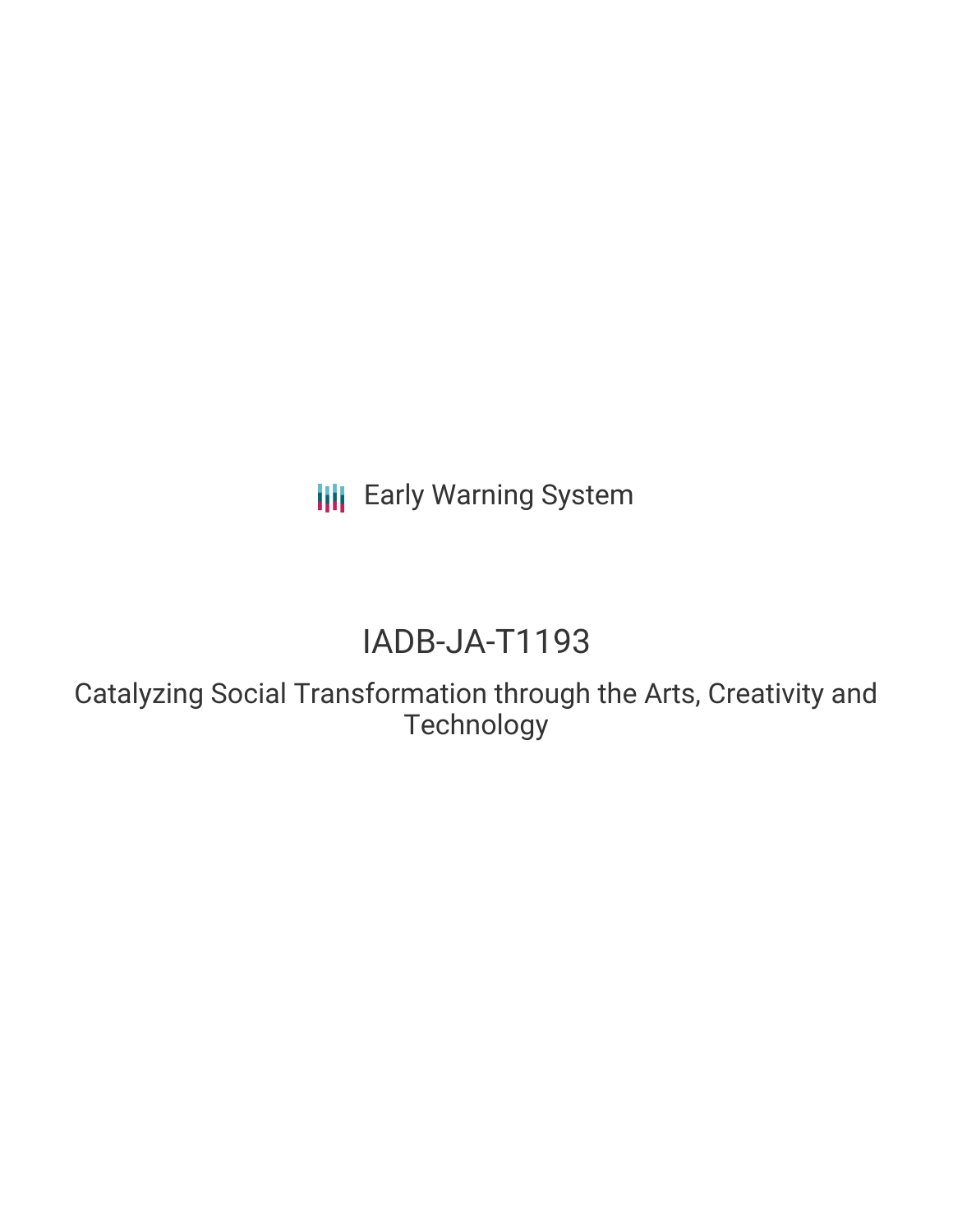Early Warning System

# IADB-JA-T1193

## Catalyzing Social Transformation through the Arts, Creativity and Technology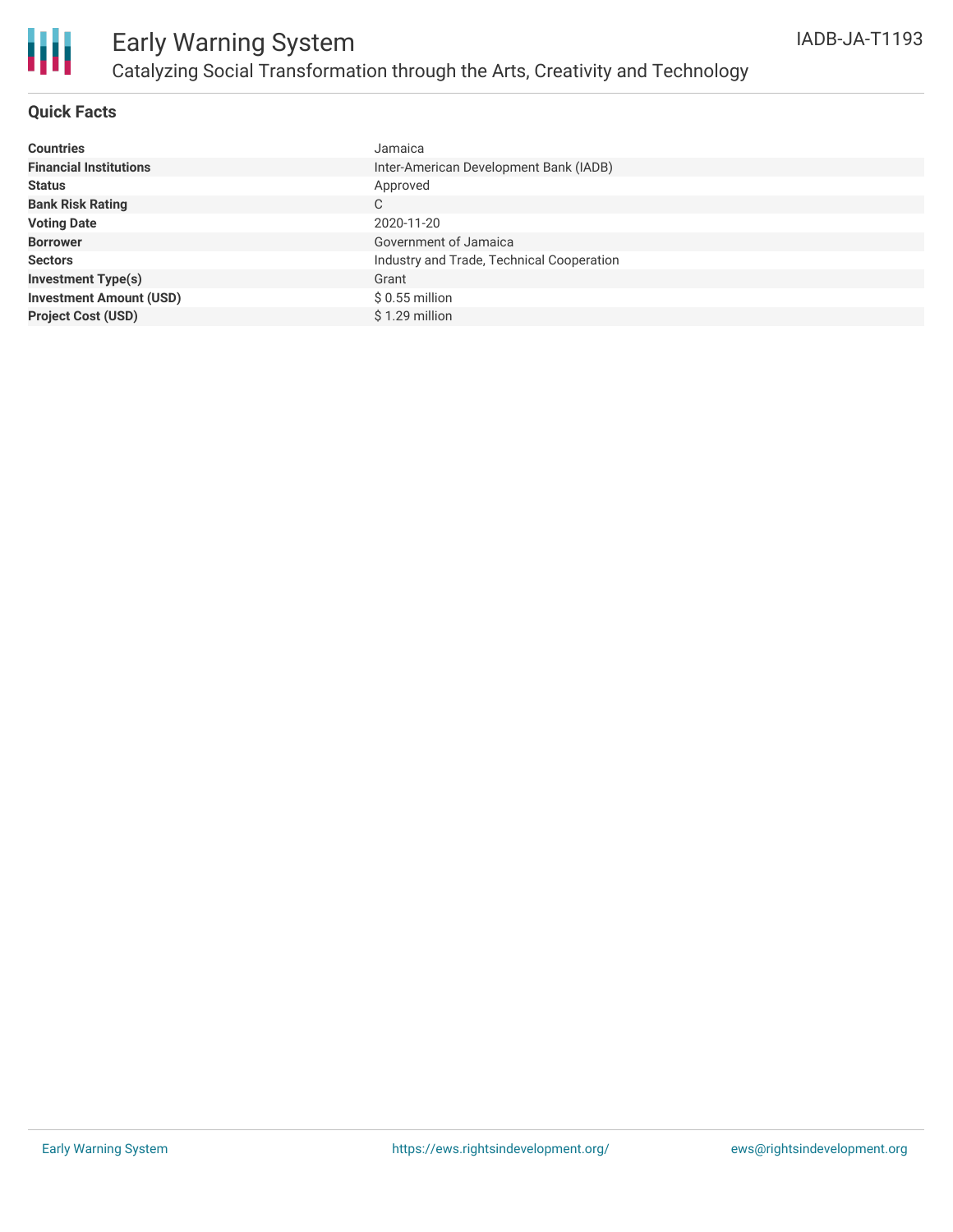# Early Warning System

## Catalyzing Social Transformation through the Arts, Creativity and Technology

IADB-JA-T1193

### Quick Facts

| | |
|---|---|
| **Countries** | Jamaica |
| **Financial Institutions** | Inter-American Development Bank (IADB) |
| **Status** | Approved |
| **Bank Risk Rating** | C |
| **Voting Date** | 2020-11-20 |
| **Borrower** | Government of Jamaica |
| **Sectors** | Industry and Trade, Technical Cooperation |
| **Investment Type(s)** | Grant |
| **Investment Amount (USD)** | $ 0.55 million |
| **Project Cost (USD)** | $ 1.29 million |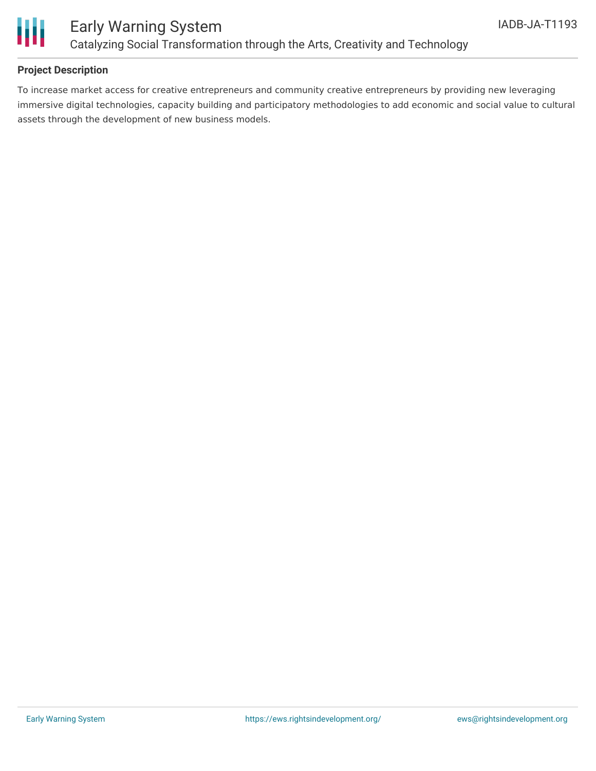## Project Description

To increase market access for creative entrepreneurs and community creative entrepreneurs by providing new leveraging immersive digital technologies, capacity building and participatory methodologies to add economic and social value to cultural assets through the development of new business models.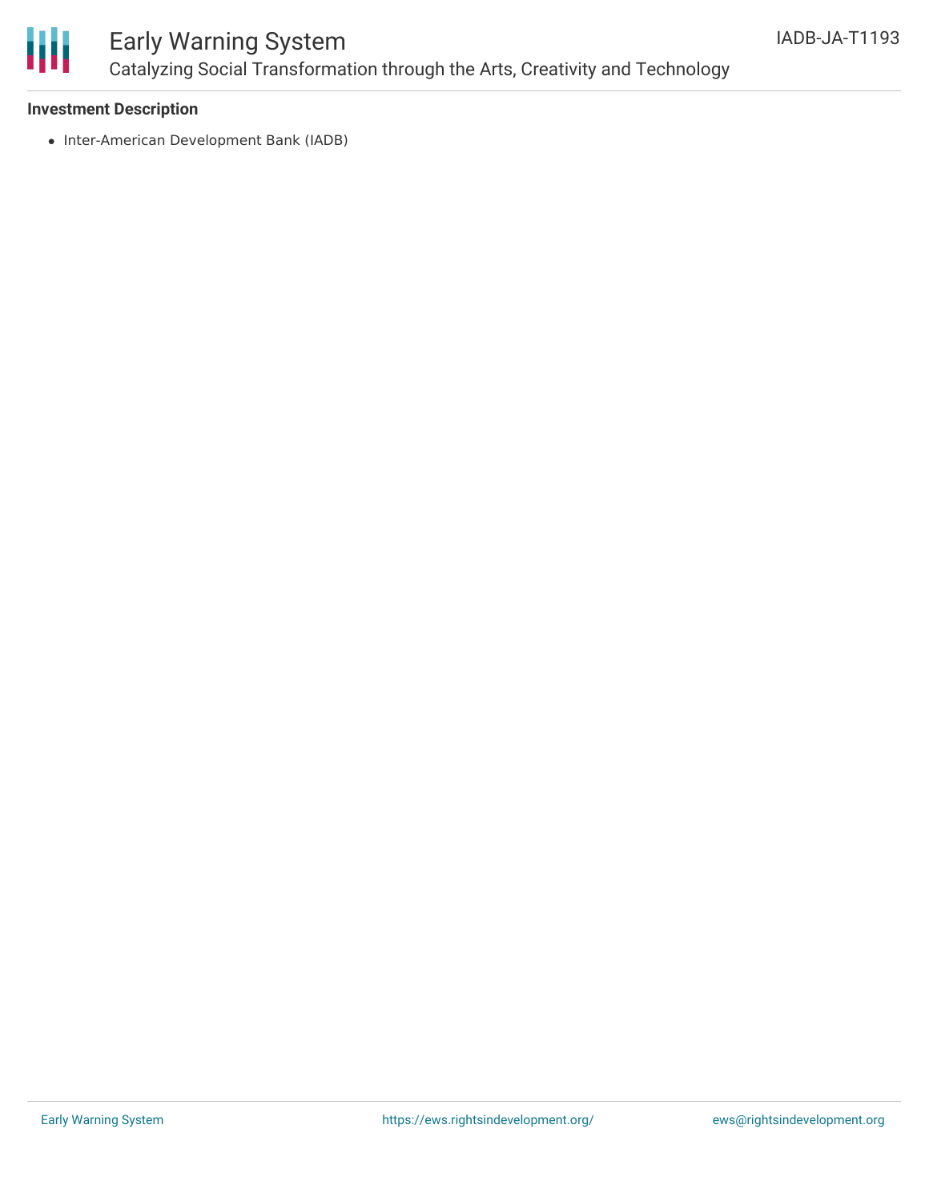### Investment Description

- Inter-American Development Bank (IADB)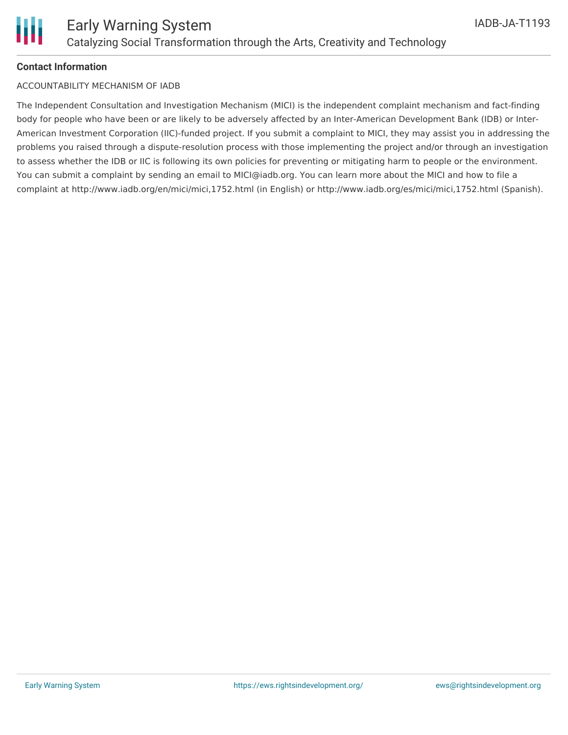**Contact Information**

ACCOUNTABILITY MECHANISM OF IADB

The Independent Consultation and Investigation Mechanism (MICI) is the independent complaint mechanism and fact-finding body for people who have been or are likely to be adversely affected by an Inter-American Development Bank (IDB) or Inter-American Investment Corporation (IIC)-funded project. If you submit a complaint to MICI, they may assist you in addressing the problems you raised through a dispute-resolution process with those implementing the project and/or through an investigation to assess whether the IDB or IIC is following its own policies for preventing or mitigating harm to people or the environment. You can submit a complaint by sending an email to MICI@iadb.org. You can learn more about the MICI and how to file a complaint at http://www.iadb.org/en/mici/mici,1752.html (in English) or http://www.iadb.org/es/mici/mici,1752.html (Spanish).